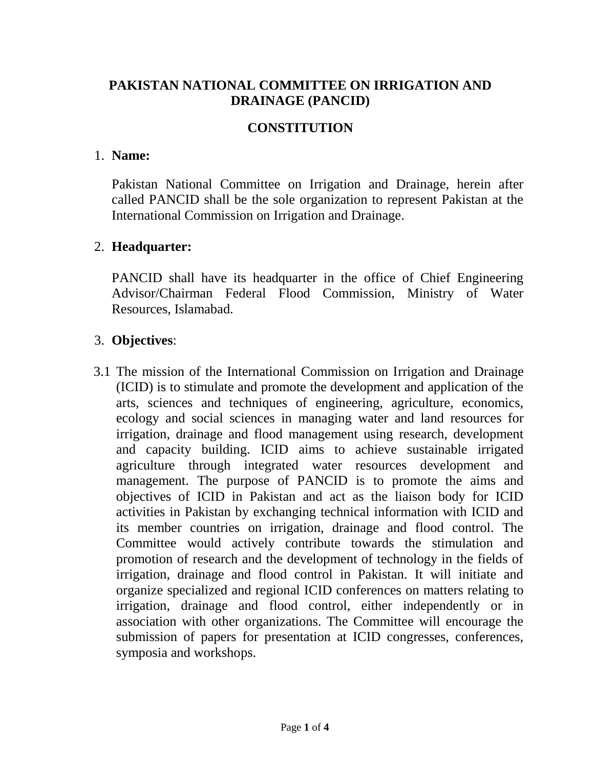# PAKISTAN NATIONAL COMMITTEE ON IRRIGATION AND DRAINAGE (PANCID)

## CONSTITUTION

1. **Name:**

   Pakistan National Committee on Irrigation and Drainage, herein after called PANCID shall be the sole organization to represent Pakistan at the International Commission on Irrigation and Drainage.

2. **Headquarter:**

   PANCID shall have its headquarter in the office of Chief Engineering Advisor/Chairman Federal Flood Commission, Ministry of Water Resources, Islamabad.

3. **Objectives**:

3.1 The mission of the International Commission on Irrigation and Drainage (ICID) is to stimulate and promote the development and application of the arts, sciences and techniques of engineering, agriculture, economics, ecology and social sciences in managing water and land resources for irrigation, drainage and flood management using research, development and capacity building. ICID aims to achieve sustainable irrigated agriculture through integrated water resources development and management. The purpose of PANCID is to promote the aims and objectives of ICID in Pakistan and act as the liaison body for ICID activities in Pakistan by exchanging technical information with ICID and its member countries on irrigation, drainage and flood control. The Committee would actively contribute towards the stimulation and promotion of research and the development of technology in the fields of irrigation, drainage and flood control in Pakistan. It will initiate and organize specialized and regional ICID conferences on matters relating to irrigation, drainage and flood control, either independently or in association with other organizations. The Committee will encourage the submission of papers for presentation at ICID congresses, conferences, symposia and workshops.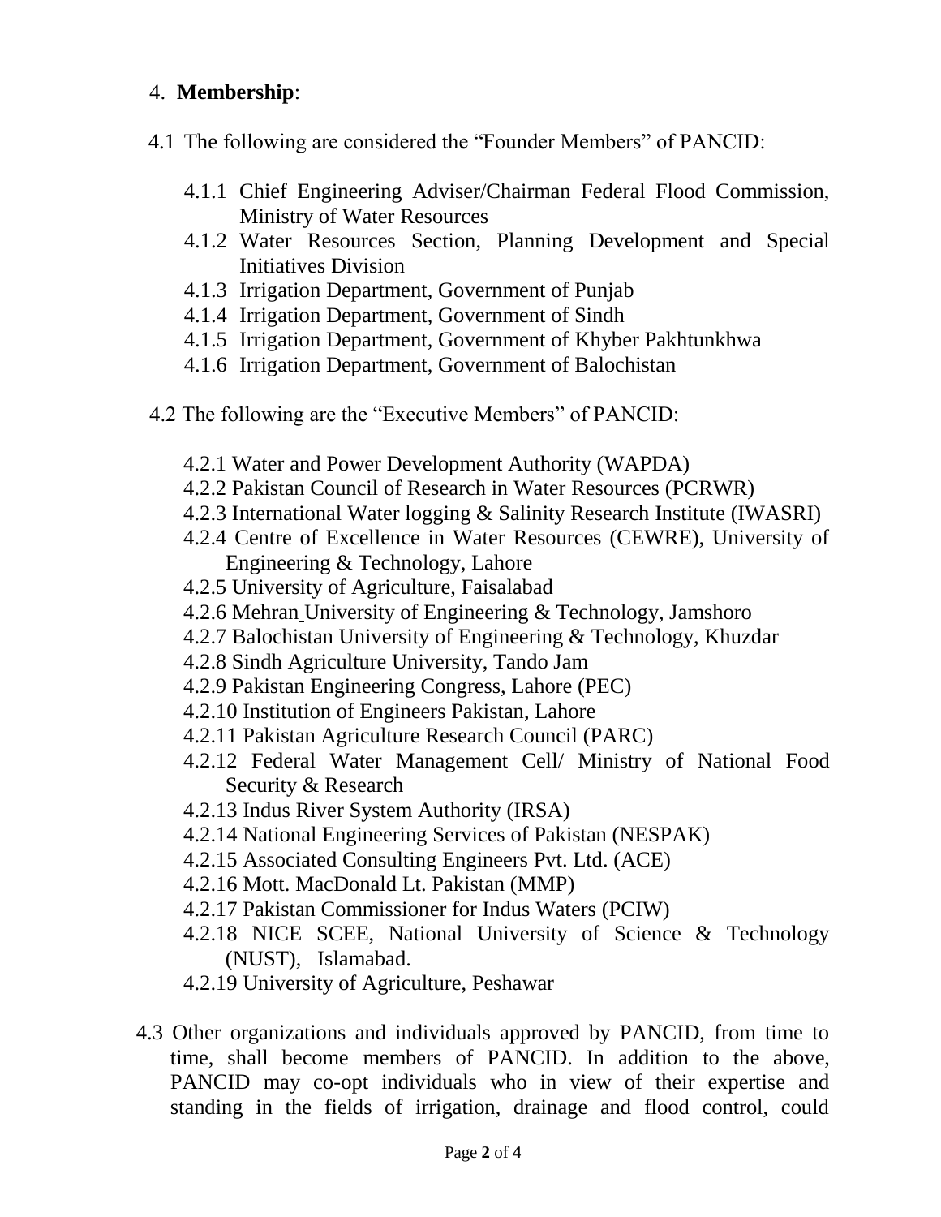4. **Membership**:

4.1 The following are considered the "Founder Members" of PANCID:

- 4.1.1 Chief Engineering Adviser/Chairman Federal Flood Commission, Ministry of Water Resources
- 4.1.2 Water Resources Section, Planning Development and Special Initiatives Division
- 4.1.3 Irrigation Department, Government of Punjab
- 4.1.4 Irrigation Department, Government of Sindh
- 4.1.5 Irrigation Department, Government of Khyber Pakhtunkhwa
- 4.1.6 Irrigation Department, Government of Balochistan

4.2 The following are the "Executive Members" of PANCID:

- 4.2.1 Water and Power Development Authority (WAPDA)
- 4.2.2 Pakistan Council of Research in Water Resources (PCRWR)
- 4.2.3 International Water logging & Salinity Research Institute (IWASRI)
- 4.2.4 Centre of Excellence in Water Resources (CEWRE), University of Engineering & Technology, Lahore
- 4.2.5 University of Agriculture, Faisalabad
- 4.2.6 Mehran University of Engineering & Technology, Jamshoro
- 4.2.7 Balochistan University of Engineering & Technology, Khuzdar
- 4.2.8 Sindh Agriculture University, Tando Jam
- 4.2.9 Pakistan Engineering Congress, Lahore (PEC)
- 4.2.10 Institution of Engineers Pakistan, Lahore
- 4.2.11 Pakistan Agriculture Research Council (PARC)
- 4.2.12 Federal Water Management Cell/ Ministry of National Food Security & Research
- 4.2.13 Indus River System Authority (IRSA)
- 4.2.14 National Engineering Services of Pakistan (NESPAK)
- 4.2.15 Associated Consulting Engineers Pvt. Ltd. (ACE)
- 4.2.16 Mott. MacDonald Lt. Pakistan (MMP)
- 4.2.17 Pakistan Commissioner for Indus Waters (PCIW)
- 4.2.18 NICE SCEE, National University of Science & Technology (NUST), Islamabad.
- 4.2.19 University of Agriculture, Peshawar

4.3 Other organizations and individuals approved by PANCID, from time to time, shall become members of PANCID. In addition to the above, PANCID may co-opt individuals who in view of their expertise and standing in the fields of irrigation, drainage and flood control, could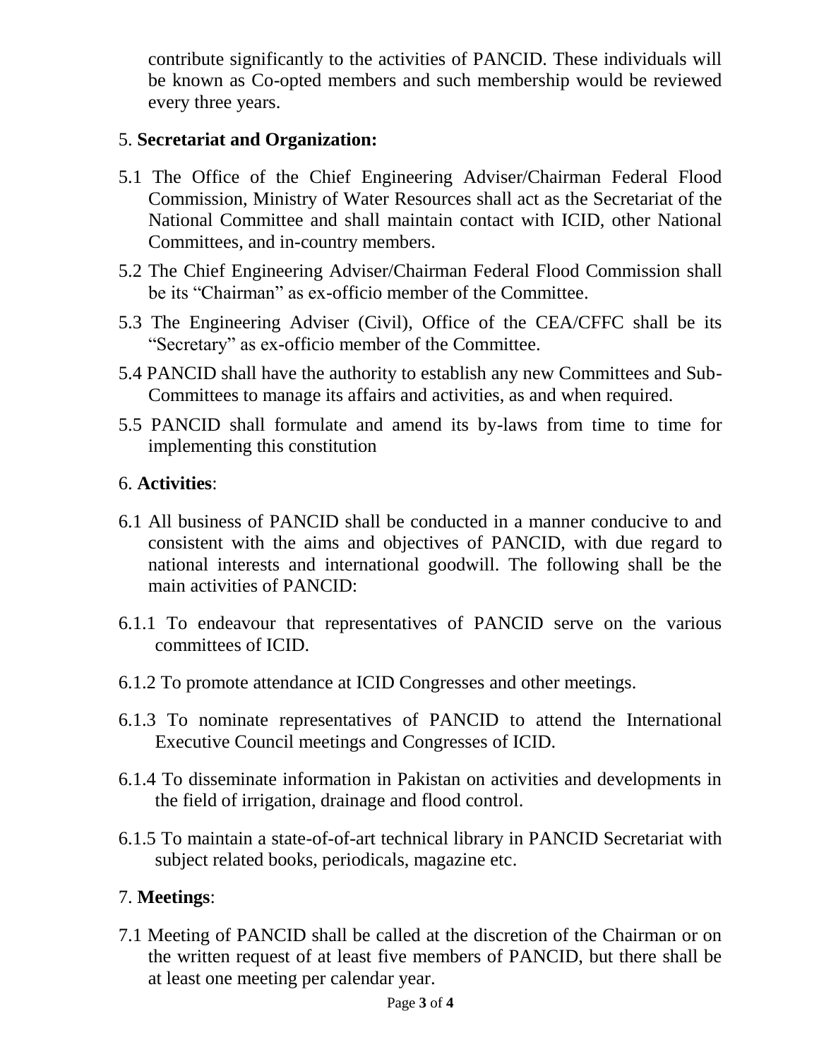contribute significantly to the activities of PANCID. These individuals will be known as Co-opted members and such membership would be reviewed every three years.

5. **Secretariat and Organization:**

5.1 The Office of the Chief Engineering Adviser/Chairman Federal Flood Commission, Ministry of Water Resources shall act as the Secretariat of the National Committee and shall maintain contact with ICID, other National Committees, and in-country members.

5.2 The Chief Engineering Adviser/Chairman Federal Flood Commission shall be its "Chairman" as ex-officio member of the Committee.

5.3 The Engineering Adviser (Civil), Office of the CEA/CFFC shall be its "Secretary" as ex-officio member of the Committee.

5.4 PANCID shall have the authority to establish any new Committees and Sub-Committees to manage its affairs and activities, as and when required.

5.5 PANCID shall formulate and amend its by-laws from time to time for implementing this constitution

6. **Activities**:

6.1 All business of PANCID shall be conducted in a manner conducive to and consistent with the aims and objectives of PANCID, with due regard to national interests and international goodwill. The following shall be the main activities of PANCID:

6.1.1 To endeavour that representatives of PANCID serve on the various committees of ICID.

6.1.2 To promote attendance at ICID Congresses and other meetings.

6.1.3 To nominate representatives of PANCID to attend the International Executive Council meetings and Congresses of ICID.

6.1.4 To disseminate information in Pakistan on activities and developments in the field of irrigation, drainage and flood control.

6.1.5 To maintain a state-of-of-art technical library in PANCID Secretariat with subject related books, periodicals, magazine etc.

7. **Meetings**:

7.1 Meeting of PANCID shall be called at the discretion of the Chairman or on the written request of at least five members of PANCID, but there shall be at least one meeting per calendar year.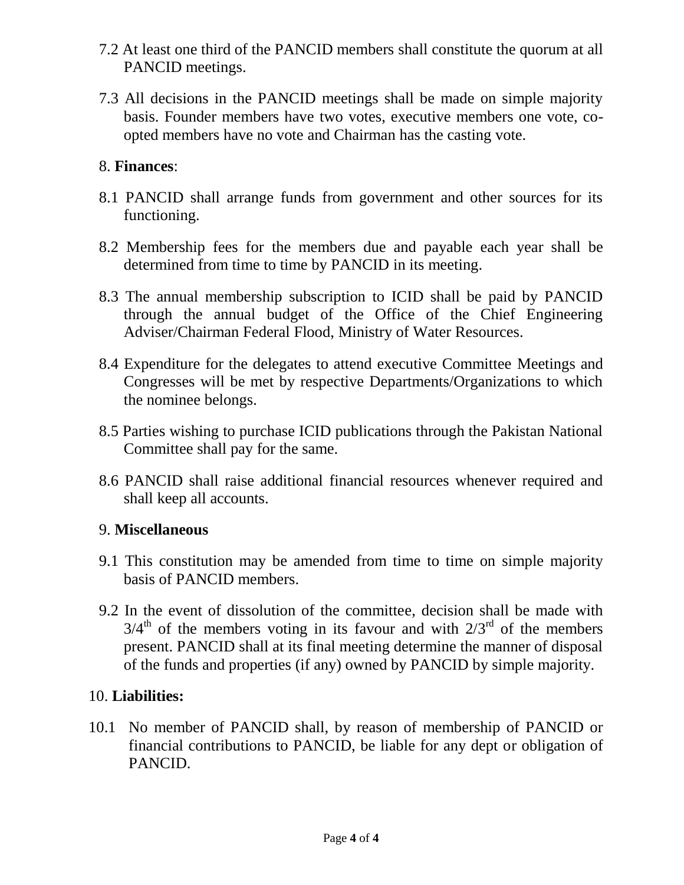7.2 At least one third of the PANCID members shall constitute the quorum at all PANCID meetings.

7.3 All decisions in the PANCID meetings shall be made on simple majority basis. Founder members have two votes, executive members one vote, co-opted members have no vote and Chairman has the casting vote.

8. **Finances**:

8.1 PANCID shall arrange funds from government and other sources for its functioning.

8.2 Membership fees for the members due and payable each year shall be determined from time to time by PANCID in its meeting.

8.3 The annual membership subscription to ICID shall be paid by PANCID through the annual budget of the Office of the Chief Engineering Adviser/Chairman Federal Flood, Ministry of Water Resources.

8.4 Expenditure for the delegates to attend executive Committee Meetings and Congresses will be met by respective Departments/Organizations to which the nominee belongs.

8.5 Parties wishing to purchase ICID publications through the Pakistan National Committee shall pay for the same.

8.6 PANCID shall raise additional financial resources whenever required and shall keep all accounts.

9. **Miscellaneous**

9.1 This constitution may be amended from time to time on simple majority basis of PANCID members.

9.2 In the event of dissolution of the committee, decision shall be made with $3/4^{th}$ of the members voting in its favour and with $2/3^{rd}$ of the members present. PANCID shall at its final meeting determine the manner of disposal of the funds and properties (if any) owned by PANCID by simple majority.

10. **Liabilities:**

10.1 No member of PANCID shall, by reason of membership of PANCID or financial contributions to PANCID, be liable for any dept or obligation of PANCID.